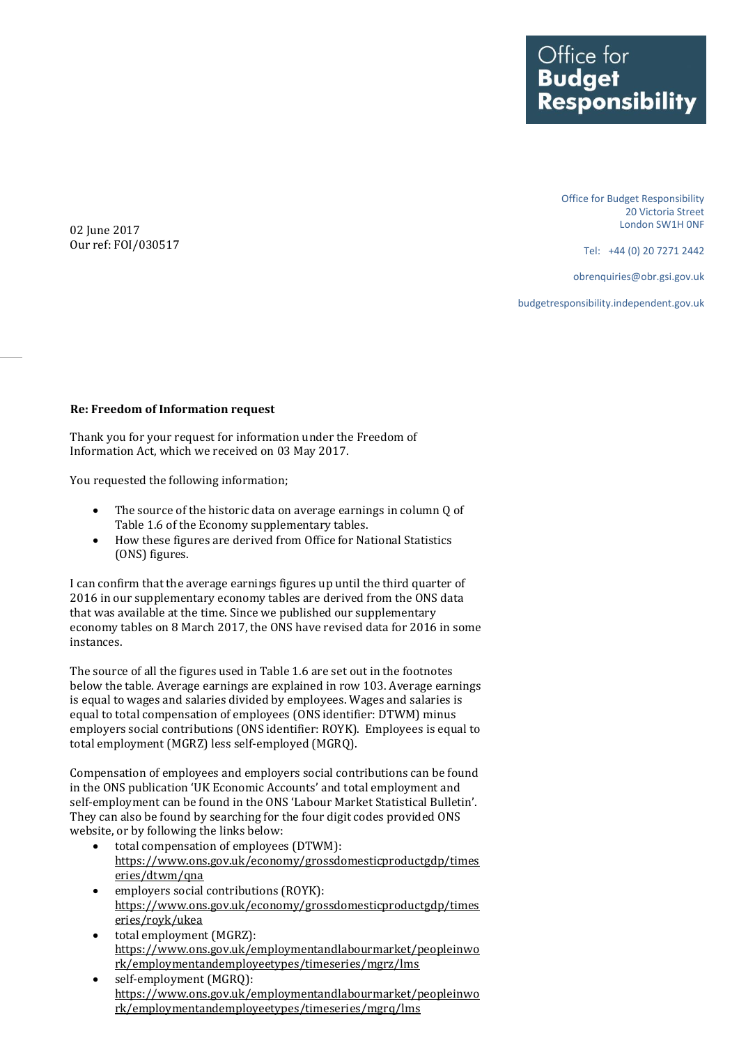Office for **Budget Responsibility**

Office for Budget Responsibility
20 Victoria Street
London SW1H 0NF

Tel: +44 (0) 20 7271 2442

obrenquiries@obr.gsi.gov.uk

budgetresponsibility.independent.gov.uk

02 June 2017
Our ref: FOI/030517

**Re: Freedom of Information request**

Thank you for your request for information under the Freedom of Information Act, which we received on 03 May 2017.

You requested the following information;

- The source of the historic data on average earnings in column Q of Table 1.6 of the Economy supplementary tables.
- How these figures are derived from Office for National Statistics (ONS) figures.

I can confirm that the average earnings figures up until the third quarter of 2016 in our supplementary economy tables are derived from the ONS data that was available at the time. Since we published our supplementary economy tables on 8 March 2017, the ONS have revised data for 2016 in some instances.

The source of all the figures used in Table 1.6 are set out in the footnotes below the table. Average earnings are explained in row 103. Average earnings is equal to wages and salaries divided by employees. Wages and salaries is equal to total compensation of employees (ONS identifier: DTWM) minus employers social contributions (ONS identifier: ROYK). Employees is equal to total employment (MGRZ) less self-employed (MGRQ).

Compensation of employees and employers social contributions can be found in the ONS publication 'UK Economic Accounts' and total employment and self-employment can be found in the ONS 'Labour Market Statistical Bulletin'. They can also be found by searching for the four digit codes provided ONS website, or by following the links below:

- total compensation of employees (DTWM): https://www.ons.gov.uk/economy/grossdomesticproductgdp/timeseries/dtwm/qna
- employers social contributions (ROYK): https://www.ons.gov.uk/economy/grossdomesticproductgdp/timeseries/royk/ukea
- total employment (MGRZ): https://www.ons.gov.uk/employmentandlabourmarket/peopleinwork/employmentandemployeetypes/timeseries/mgrz/lms
- self-employment (MGRQ): https://www.ons.gov.uk/employmentandlabourmarket/peopleinwork/employmentandemployeetypes/timeseries/mgrq/lms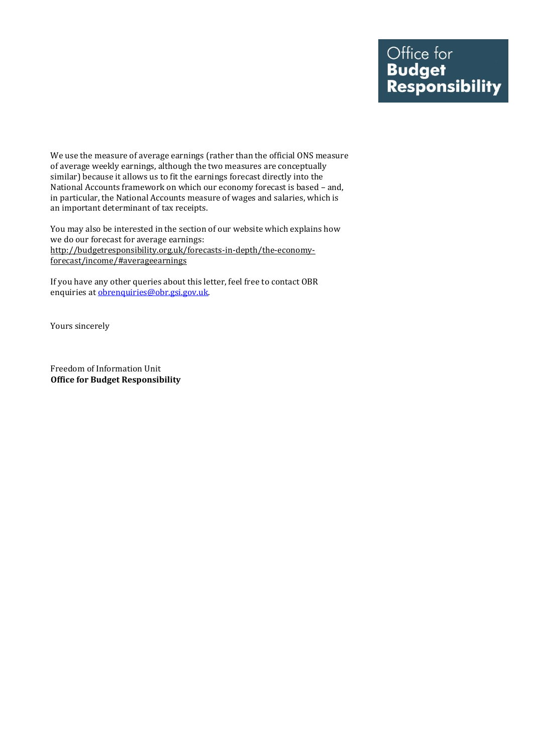Office for **Budget Responsibility**

We use the measure of average earnings (rather than the official ONS measure of average weekly earnings, although the two measures are conceptually similar) because it allows us to fit the earnings forecast directly into the National Accounts framework on which our economy forecast is based – and, in particular, the National Accounts measure of wages and salaries, which is an important determinant of tax receipts.

You may also be interested in the section of our website which explains how we do our forecast for average earnings:
http://budgetresponsibility.org.uk/forecasts-in-depth/the-economy-forecast/income/#averageearnings

If you have any other queries about this letter, feel free to contact OBR enquiries at obrenquiries@obr.gsi.gov.uk.

Yours sincerely

Freedom of Information Unit
**Office for Budget Responsibility**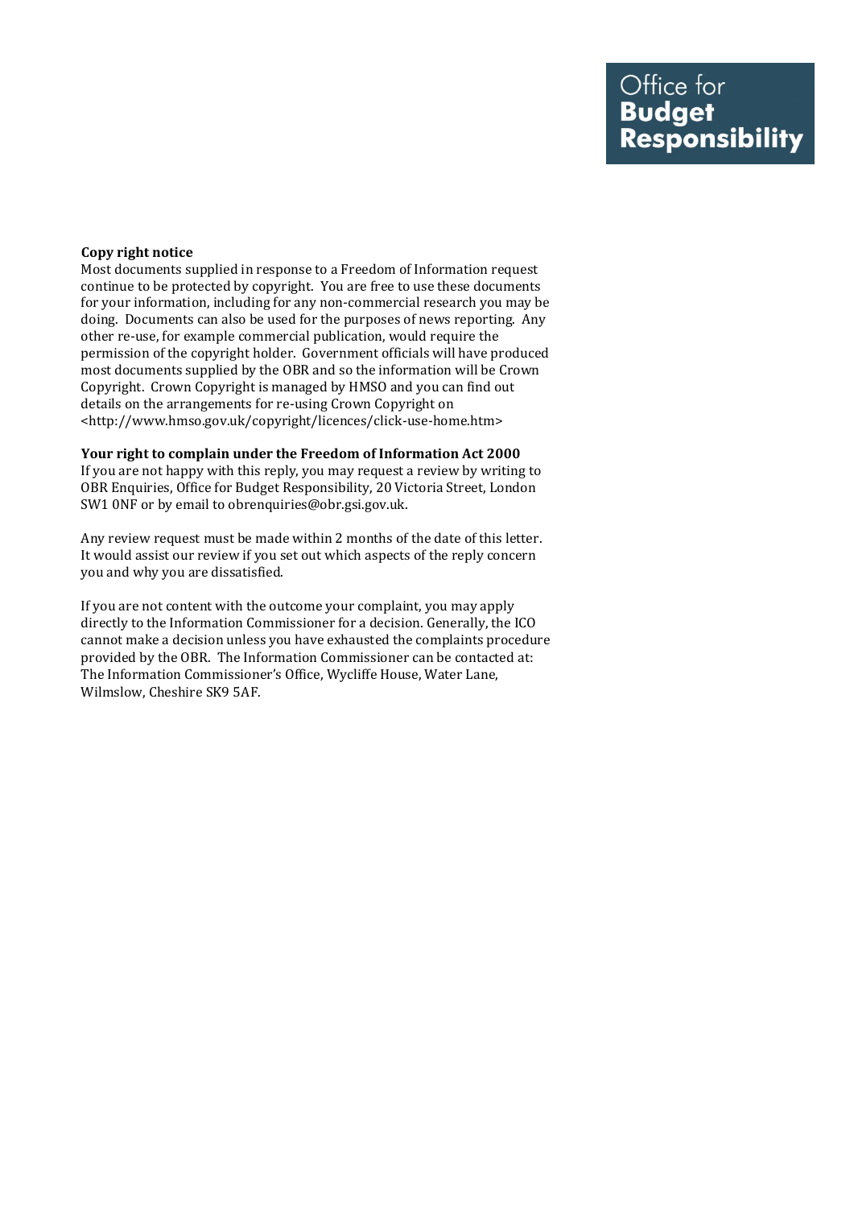Office for **Budget Responsibility**

**Copy right notice**

Most documents supplied in response to a Freedom of Information request continue to be protected by copyright. You are free to use these documents for your information, including for any non-commercial research you may be doing. Documents can also be used for the purposes of news reporting. Any other re-use, for example commercial publication, would require the permission of the copyright holder. Government officials will have produced most documents supplied by the OBR and so the information will be Crown Copyright. Crown Copyright is managed by HMSO and you can find out details on the arrangements for re-using Crown Copyright on <http://www.hmso.gov.uk/copyright/licences/click-use-home.htm>

**Your right to complain under the Freedom of Information Act 2000**

If you are not happy with this reply, you may request a review by writing to OBR Enquiries, Office for Budget Responsibility, 20 Victoria Street, London SW1 0NF or by email to obrenquiries@obr.gsi.gov.uk.

Any review request must be made within 2 months of the date of this letter. It would assist our review if you set out which aspects of the reply concern you and why you are dissatisfied.

If you are not content with the outcome your complaint, you may apply directly to the Information Commissioner for a decision. Generally, the ICO cannot make a decision unless you have exhausted the complaints procedure provided by the OBR. The Information Commissioner can be contacted at: The Information Commissioner's Office, Wycliffe House, Water Lane, Wilmslow, Cheshire SK9 5AF.